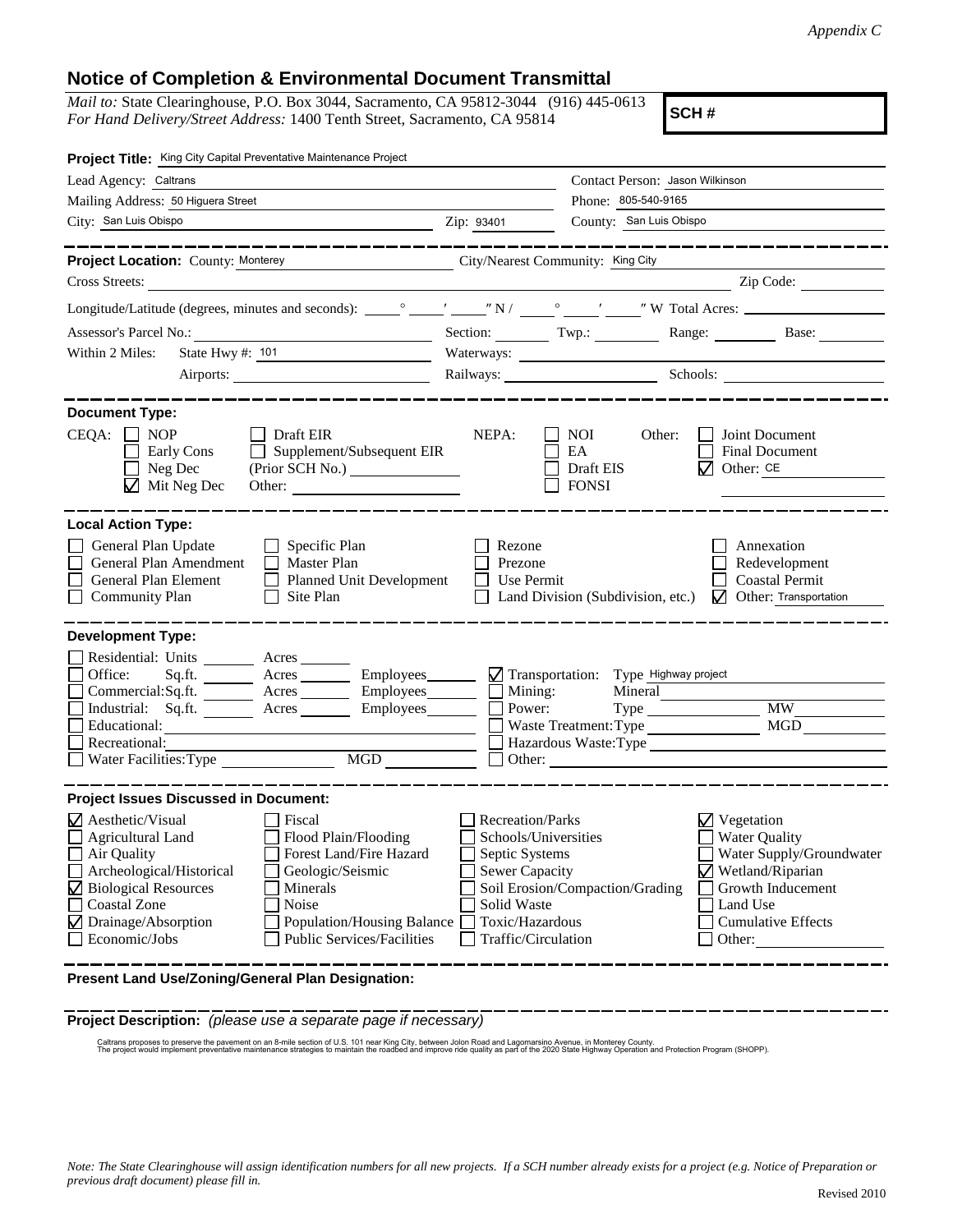*Appendix C*

# Notice of Completion & Environmental Document Transmittal

*Mail to:* State Clearinghouse, P.O. Box 3044, Sacramento, CA 95812-3044 (916) 445-0613
*For Hand Delivery/Street Address:* 1400 Tenth Street, Sacramento, CA 95814

**SCH #**

**Project Title:** King City Capital Preventative Maintenance Project

Lead Agency: Caltrans
Contact Person: Jason Wilkinson
Mailing Address: 50 Higuera Street
Phone: 805-540-9165
City: San Luis Obispo
Zip: 93401
County: San Luis Obispo

**Project Location:** County: Monterey
City/Nearest Community: King City
Cross Streets:
Zip Code:
Longitude/Latitude (degrees, minutes and seconds): ___° ___′ ___″ N / ___° ___′ ___″ W Total Acres:
Assessor's Parcel No.:
Section: Twp.: Range: Base:
Within 2 Miles: State Hwy #: 101
Waterways:
Airports:
Railways:
Schools:

**Document Type:**

CEQA: ☐ NOP ☐ Early Cons ☐ Neg Dec ☑ Mit Neg Dec ☐ Draft EIR ☐ Supplement/Subsequent EIR (Prior SCH No.) Other:

NEPA: ☐ NOI ☐ EA ☐ Draft EIS ☐ FONSI

Other: ☐ Joint Document ☐ Final Document ☑ Other: CE

**Local Action Type:**

☐ General Plan Update ☐ General Plan Amendment ☐ General Plan Element ☐ Community Plan ☐ Specific Plan ☐ Master Plan ☐ Planned Unit Development ☐ Site Plan ☐ Rezone ☐ Prezone ☐ Use Permit ☐ Land Division (Subdivision, etc.) ☐ Annexation ☐ Redevelopment ☐ Coastal Permit ☑ Other: Transportation

**Development Type:**

☐ Residential: Units ___ Acres ___
☐ Office: Sq.ft. ___ Acres ___ Employees ___
☐ Commercial: Sq.ft. ___ Acres ___ Employees ___
☐ Industrial: Sq.ft. ___ Acres ___ Employees ___
☐ Educational:
☐ Recreational:
☐ Water Facilities: Type ___ MGD ___
☑ Transportation: Type Highway project
☐ Mining: Mineral
☐ Power: Type ___ MW
☐ Waste Treatment: Type ___ MGD
☐ Hazardous Waste: Type
☐ Other:

**Project Issues Discussed in Document:**

☑ Aesthetic/Visual
☐ Agricultural Land
☐ Air Quality
☐ Archeological/Historical
☑ Biological Resources
☐ Coastal Zone
☑ Drainage/Absorption
☐ Economic/Jobs
☐ Fiscal
☐ Flood Plain/Flooding
☐ Forest Land/Fire Hazard
☐ Geologic/Seismic
☐ Minerals
☐ Noise
☐ Population/Housing Balance
☐ Public Services/Facilities
☐ Recreation/Parks
☐ Schools/Universities
☐ Septic Systems
☐ Sewer Capacity
☐ Soil Erosion/Compaction/Grading
☐ Solid Waste
☐ Toxic/Hazardous
☐ Traffic/Circulation
☑ Vegetation
☐ Water Quality
☐ Water Supply/Groundwater
☑ Wetland/Riparian
☐ Growth Inducement
☐ Land Use
☐ Cumulative Effects
☐ Other:

**Present Land Use/Zoning/General Plan Designation:**

**Project Description:** *(please use a separate page if necessary)*

Caltrans proposes to preserve the pavement on an 8-mile section of U.S. 101 near King City, between Jolon Road and Lagomarsino Avenue, in Monterey County. The project would implement preventative maintenance strategies to maintain the roadbed and improve ride quality as part of the 2020 State Highway Operation and Protection Program (SHOPP).

*Note: The State Clearinghouse will assign identification numbers for all new projects. If a SCH number already exists for a project (e.g. Notice of Preparation or previous draft document) please fill in.*

Revised 2010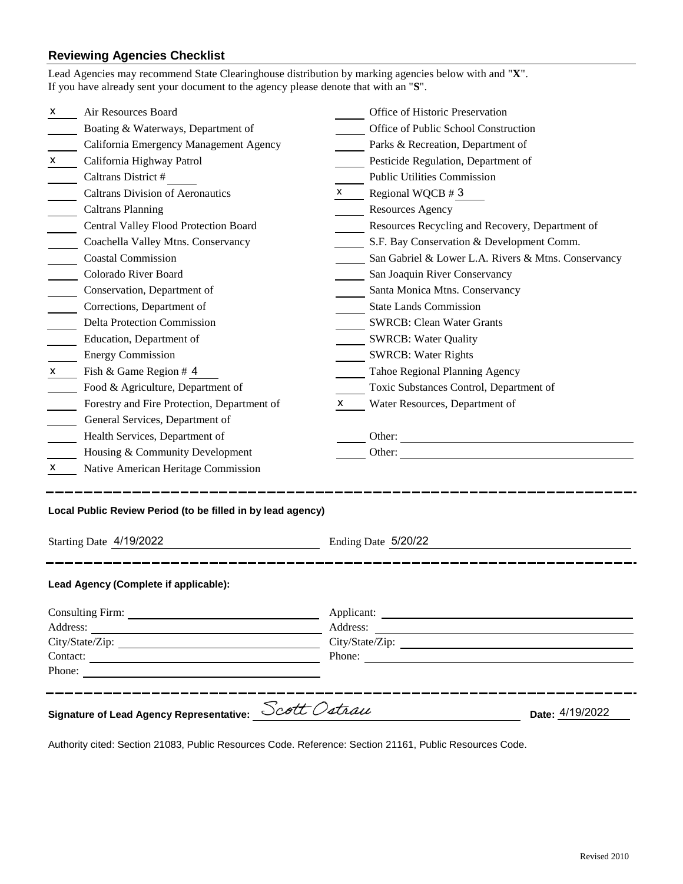## Reviewing Agencies Checklist

Lead Agencies may recommend State Clearinghouse distribution by marking agencies below with and "**X**".
If you have already sent your document to the agency please denote that with an "**S**".

| | | | |
|---|---|---|---|
| x | Air Resources Board | | Office of Historic Preservation |
| | Boating & Waterways, Department of | | Office of Public School Construction |
| | California Emergency Management Agency | | Parks & Recreation, Department of |
| x | California Highway Patrol | | Pesticide Regulation, Department of |
| | Caltrans District # | | Public Utilities Commission |
| | Caltrans Division of Aeronautics | x | Regional WQCB # 3 |
| | Caltrans Planning | | Resources Agency |
| | Central Valley Flood Protection Board | | Resources Recycling and Recovery, Department of |
| | Coachella Valley Mtns. Conservancy | | S.F. Bay Conservation & Development Comm. |
| | Coastal Commission | | San Gabriel & Lower L.A. Rivers & Mtns. Conservancy |
| | Colorado River Board | | San Joaquin River Conservancy |
| | Conservation, Department of | | Santa Monica Mtns. Conservancy |
| | Corrections, Department of | | State Lands Commission |
| | Delta Protection Commission | | SWRCB: Clean Water Grants |
| | Education, Department of | | SWRCB: Water Quality |
| | Energy Commission | | SWRCB: Water Rights |
| x | Fish & Game Region # 4 | | Tahoe Regional Planning Agency |
| | Food & Agriculture, Department of | | Toxic Substances Control, Department of |
| | Forestry and Fire Protection, Department of | x | Water Resources, Department of |
| | General Services, Department of | | |
| | Health Services, Department of | | Other: |
| | Housing & Community Development | | Other: |
| x | Native American Heritage Commission | | |

---

**Local Public Review Period (to be filled in by lead agency)**

Starting Date 4/19/2022 Ending Date 5/20/22

---

**Lead Agency (Complete if applicable):**

Consulting Firm:
Address:
City/State/Zip:
Contact:
Phone:

Applicant:
Address:
City/State/Zip:
Phone:

---

**Signature of Lead Agency Representative:** Scott Ostrau **Date:** 4/19/2022

Authority cited: Section 21083, Public Resources Code. Reference: Section 21161, Public Resources Code.

Revised 2010